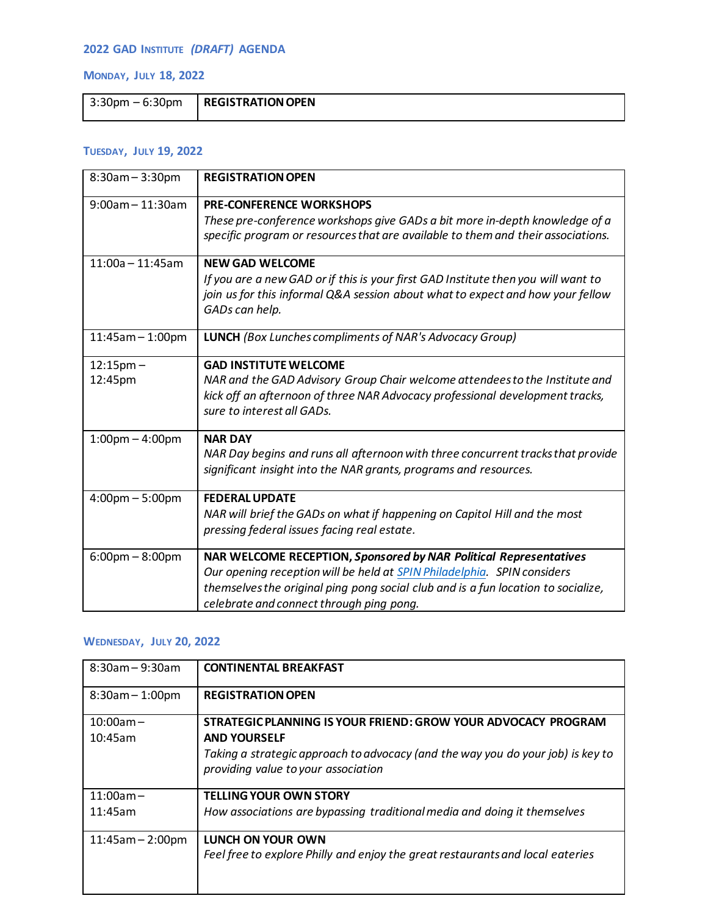## 2022 GAD Institute *(DRAFT)* Agenda

### Monday, July 18, 2022

| | |
|---|---|
| 3:30pm – 6:30pm | **REGISTRATION OPEN** |

### Tuesday, July 19, 2022

| | |
|---|---|
| 8:30am – 3:30pm | **REGISTRATION OPEN** |
| 9:00am – 11:30am | **PRE-CONFERENCE WORKSHOPS** *These pre-conference workshops give GADs a bit more in-depth knowledge of a specific program or resources that are available to them and their associations.* |
| 11:00a – 11:45am | **NEW GAD WELCOME** *If you are a new GAD or if this is your first GAD Institute then you will want to join us for this informal Q&A session about what to expect and how your fellow GADs can help.* |
| 11:45am – 1:00pm | **LUNCH** *(Box Lunches compliments of NAR's Advocacy Group)* |
| 12:15pm – 12:45pm | **GAD INSTITUTE WELCOME** *NAR and the GAD Advisory Group Chair welcome attendees to the Institute and kick off an afternoon of three NAR Advocacy professional development tracks, sure to interest all GADs.* |
| 1:00pm – 4:00pm | **NAR DAY** *NAR Day begins and runs all afternoon with three concurrent tracks that provide significant insight into the NAR grants, programs and resources.* |
| 4:00pm – 5:00pm | **FEDERAL UPDATE** *NAR will brief the GADs on what if happening on Capitol Hill and the most pressing federal issues facing real estate.* |
| 6:00pm – 8:00pm | **NAR WELCOME RECEPTION, *Sponsored by NAR Political Representatives*** *Our opening reception will be held at [SPIN Philadelphia](). SPIN considers themselves the original ping pong social club and is a fun location to socialize, celebrate and connect through ping pong.* |

### Wednesday, July 20, 2022

| | |
|---|---|
| 8:30am – 9:30am | **CONTINENTAL BREAKFAST** |
| 8:30am – 1:00pm | **REGISTRATION OPEN** |
| 10:00am – 10:45am | **STRATEGIC PLANNING IS YOUR FRIEND: GROW YOUR ADVOCACY PROGRAM AND YOURSELF** *Taking a strategic approach to advocacy (and the way you do your job) is key to providing value to your association* |
| 11:00am – 11:45am | **TELLING YOUR OWN STORY** *How associations are bypassing traditional media and doing it themselves* |
| 11:45am – 2:00pm | **LUNCH ON YOUR OWN** *Feel free to explore Philly and enjoy the great restaurants and local eateries* |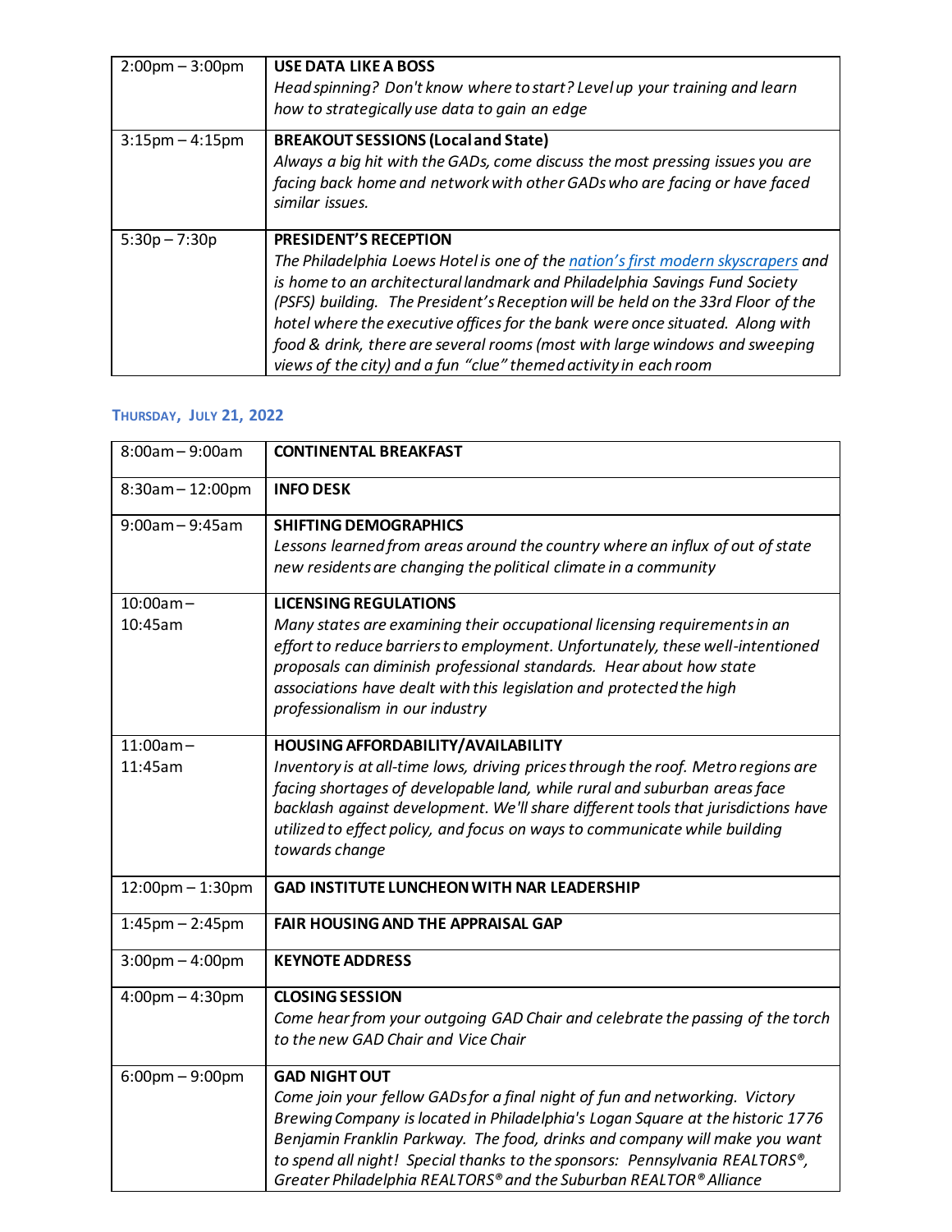| | |
|---|---|
| 2:00pm – 3:00pm | **USE DATA LIKE A BOSS**<br>*Head spinning? Don't know where to start? Level up your training and learn how to strategically use data to gain an edge* |
| 3:15pm – 4:15pm | **BREAKOUT SESSIONS (Local and State)**<br>*Always a big hit with the GADs, come discuss the most pressing issues you are facing back home and network with other GADs who are facing or have faced similar issues.* |
| 5:30p – 7:30p | **PRESIDENT'S RECEPTION**<br>*The Philadelphia Loews Hotel is one of the nation's first modern skyscrapers and is home to an architectural landmark and Philadelphia Savings Fund Society (PSFS) building. The President's Reception will be held on the 33rd Floor of the hotel where the executive offices for the bank were once situated. Along with food & drink, there are several rooms (most with large windows and sweeping views of the city) and a fun "clue" themed activity in each room* |

### THURSDAY, JULY 21, 2022

| | |
|---|---|
| 8:00am – 9:00am | **CONTINENTAL BREAKFAST** |
| 8:30am – 12:00pm | **INFO DESK** |
| 9:00am – 9:45am | **SHIFTING DEMOGRAPHICS**<br>*Lessons learned from areas around the country where an influx of out of state new residents are changing the political climate in a community* |
| 10:00am – 10:45am | **LICENSING REGULATIONS**<br>*Many states are examining their occupational licensing requirements in an effort to reduce barriers to employment. Unfortunately, these well-intentioned proposals can diminish professional standards. Hear about how state associations have dealt with this legislation and protected the high professionalism in our industry* |
| 11:00am – 11:45am | **HOUSING AFFORDABILITY/AVAILABILITY**<br>*Inventory is at all-time lows, driving prices through the roof. Metro regions are facing shortages of developable land, while rural and suburban areas face backlash against development. We'll share different tools that jurisdictions have utilized to effect policy, and focus on ways to communicate while building towards change* |
| 12:00pm – 1:30pm | **GAD INSTITUTE LUNCHEON WITH NAR LEADERSHIP** |
| 1:45pm – 2:45pm | **FAIR HOUSING AND THE APPRAISAL GAP** |
| 3:00pm – 4:00pm | **KEYNOTE ADDRESS** |
| 4:00pm – 4:30pm | **CLOSING SESSION**<br>*Come hear from your outgoing GAD Chair and celebrate the passing of the torch to the new GAD Chair and Vice Chair* |
| 6:00pm – 9:00pm | **GAD NIGHT OUT**<br>*Come join your fellow GADs for a final night of fun and networking. Victory Brewing Company is located in Philadelphia's Logan Square at the historic 1776 Benjamin Franklin Parkway. The food, drinks and company will make you want to spend all night! Special thanks to the sponsors: Pennsylvania REALTORS®, Greater Philadelphia REALTORS® and the Suburban REALTOR® Alliance* |